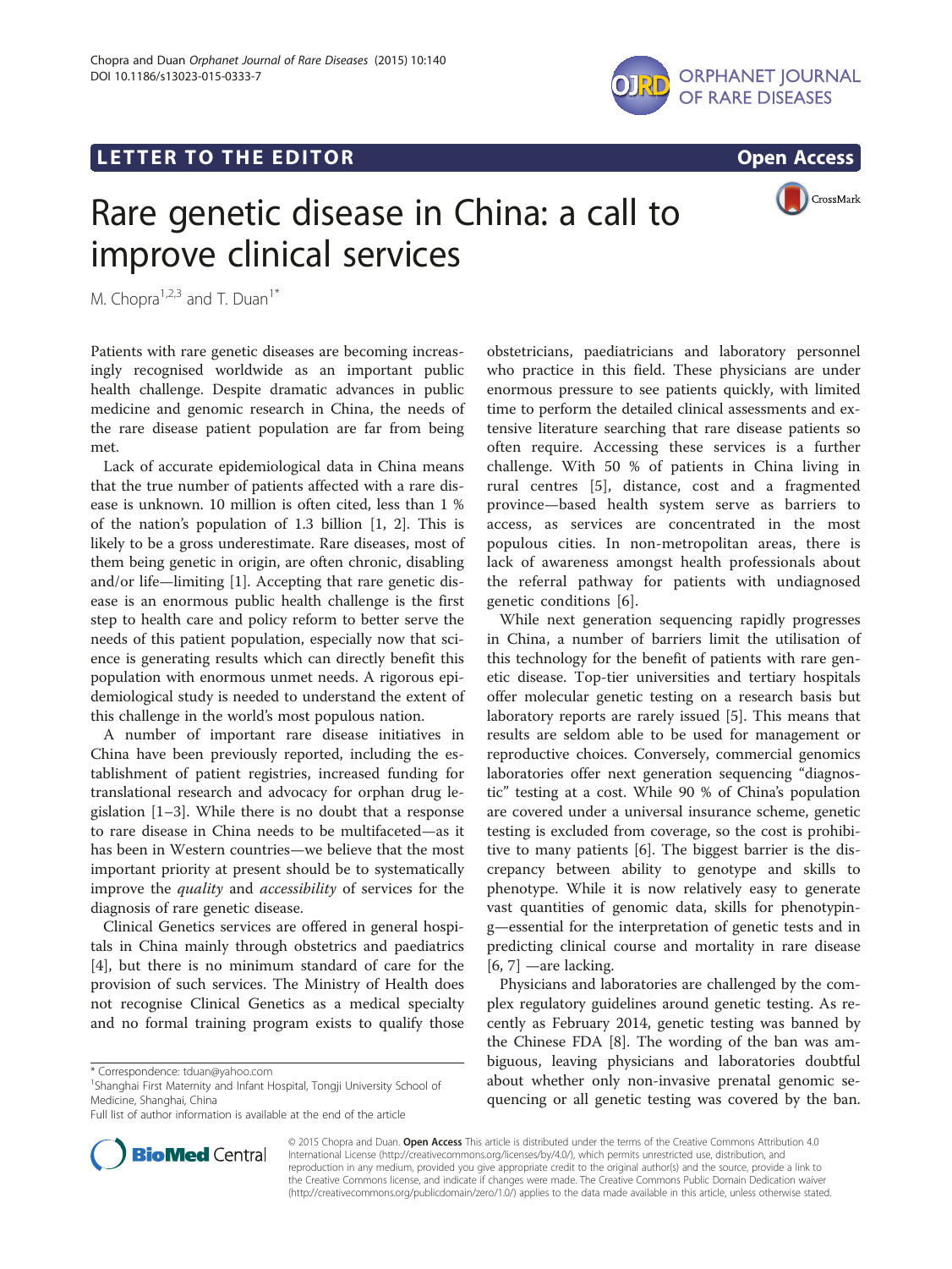LETTER TO THE EDITOR Open Access

# Rare genetic disease in China: a call to improve clinical services

M. Chopra[1,2,3] and T. Duan[1*]

Patients with rare genetic diseases are becoming increasingly recognised worldwide as an important public health challenge. Despite dramatic advances in public medicine and genomic research in China, the needs of the rare disease patient population are far from being met.

Lack of accurate epidemiological data in China means that the true number of patients affected with a rare disease is unknown. 10 million is often cited, less than 1 % of the nation's population of 1.3 billion [1, 2]. This is likely to be a gross underestimate. Rare diseases, most of them being genetic in origin, are often chronic, disabling and/or life—limiting [1]. Accepting that rare genetic disease is an enormous public health challenge is the first step to health care and policy reform to better serve the needs of this patient population, especially now that science is generating results which can directly benefit this population with enormous unmet needs. A rigorous epidemiological study is needed to understand the extent of this challenge in the world's most populous nation.

A number of important rare disease initiatives in China have been previously reported, including the establishment of patient registries, increased funding for translational research and advocacy for orphan drug legislation [1–3]. While there is no doubt that a response to rare disease in China needs to be multifaceted—as it has been in Western countries—we believe that the most important priority at present should be to systematically improve the *quality* and *accessibility* of services for the diagnosis of rare genetic disease.

Clinical Genetics services are offered in general hospitals in China mainly through obstetrics and paediatrics [4], but there is no minimum standard of care for the provision of such services. The Ministry of Health does not recognise Clinical Genetics as a medical specialty and no formal training program exists to qualify those obstetricians, paediatricians and laboratory personnel who practice in this field. These physicians are under enormous pressure to see patients quickly, with limited time to perform the detailed clinical assessments and extensive literature searching that rare disease patients so often require. Accessing these services is a further challenge. With 50 % of patients in China living in rural centres [5], distance, cost and a fragmented province—based health system serve as barriers to access, as services are concentrated in the most populous cities. In non-metropolitan areas, there is lack of awareness amongst health professionals about the referral pathway for patients with undiagnosed genetic conditions [6].

While next generation sequencing rapidly progresses in China, a number of barriers limit the utilisation of this technology for the benefit of patients with rare genetic disease. Top-tier universities and tertiary hospitals offer molecular genetic testing on a research basis but laboratory reports are rarely issued [5]. This means that results are seldom able to be used for management or reproductive choices. Conversely, commercial genomics laboratories offer next generation sequencing "diagnostic" testing at a cost. While 90 % of China's population are covered under a universal insurance scheme, genetic testing is excluded from coverage, so the cost is prohibitive to many patients [6]. The biggest barrier is the discrepancy between ability to genotype and skills to phenotype. While it is now relatively easy to generate vast quantities of genomic data, skills for phenotyping—essential for the interpretation of genetic tests and in predicting clinical course and mortality in rare disease [6, 7] —are lacking.

Physicians and laboratories are challenged by the complex regulatory guidelines around genetic testing. As recently as February 2014, genetic testing was banned by the Chinese FDA [8]. The wording of the ban was ambiguous, leaving physicians and laboratories doubtful about whether only non-invasive prenatal genomic sequencing or all genetic testing was covered by the ban.

\* Correspondence: tduan@yahoo.com
[1]Shanghai First Maternity and Infant Hospital, Tongji University School of Medicine, Shanghai, China
Full list of author information is available at the end of the article

© 2015 Chopra and Duan. **Open Access** This article is distributed under the terms of the Creative Commons Attribution 4.0 International License (http://creativecommons.org/licenses/by/4.0/), which permits unrestricted use, distribution, and reproduction in any medium, provided you give appropriate credit to the original author(s) and the source, provide a link to the Creative Commons license, and indicate if changes were made. The Creative Commons Public Domain Dedication waiver (http://creativecommons.org/publicdomain/zero/1.0/) applies to the data made available in this article, unless otherwise stated.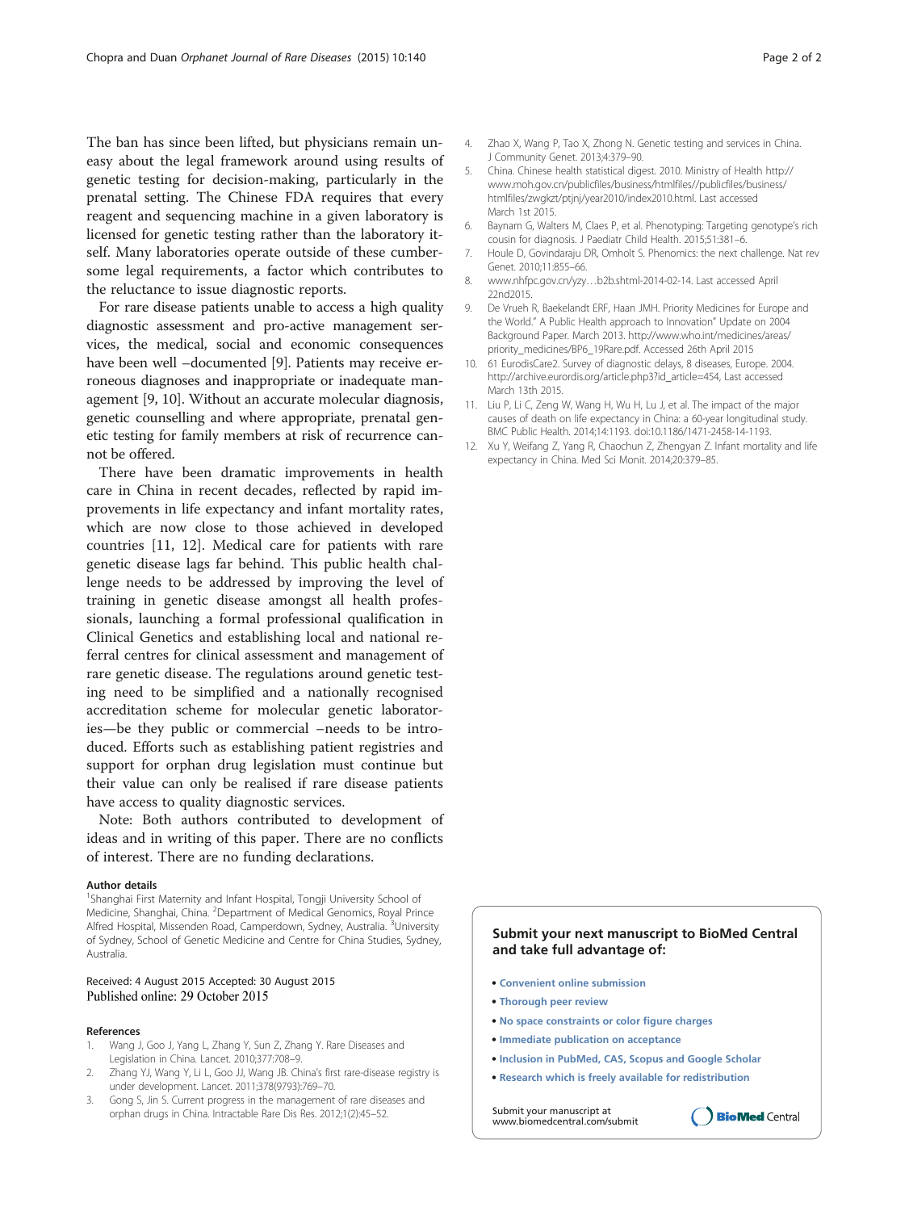The ban has since been lifted, but physicians remain uneasy about the legal framework around using results of genetic testing for decision-making, particularly in the prenatal setting. The Chinese FDA requires that every reagent and sequencing machine in a given laboratory is licensed for genetic testing rather than the laboratory itself. Many laboratories operate outside of these cumbersome legal requirements, a factor which contributes to the reluctance to issue diagnostic reports.

For rare disease patients unable to access a high quality diagnostic assessment and pro-active management services, the medical, social and economic consequences have been well –documented [9]. Patients may receive erroneous diagnoses and inappropriate or inadequate management [9, 10]. Without an accurate molecular diagnosis, genetic counselling and where appropriate, prenatal genetic testing for family members at risk of recurrence cannot be offered.

There have been dramatic improvements in health care in China in recent decades, reflected by rapid improvements in life expectancy and infant mortality rates, which are now close to those achieved in developed countries [11, 12]. Medical care for patients with rare genetic disease lags far behind. This public health challenge needs to be addressed by improving the level of training in genetic disease amongst all health professionals, launching a formal professional qualification in Clinical Genetics and establishing local and national referral centres for clinical assessment and management of rare genetic disease. The regulations around genetic testing need to be simplified and a nationally recognised accreditation scheme for molecular genetic laboratories—be they public or commercial –needs to be introduced. Efforts such as establishing patient registries and support for orphan drug legislation must continue but their value can only be realised if rare disease patients have access to quality diagnostic services.

Note: Both authors contributed to development of ideas and in writing of this paper. There are no conflicts of interest. There are no funding declarations.

#### Author details

[1]Shanghai First Maternity and Infant Hospital, Tongji University School of Medicine, Shanghai, China. [2]Department of Medical Genomics, Royal Prince Alfred Hospital, Missenden Road, Camperdown, Sydney, Australia. [3]University of Sydney, School of Genetic Medicine and Centre for China Studies, Sydney, Australia.

Received: 4 August 2015 Accepted: 30 August 2015
Published online: 29 October 2015

#### References

1. Wang J, Goo J, Yang L, Zhang Y, Sun Z, Zhang Y. Rare Diseases and Legislation in China. Lancet. 2010;377:708–9.
2. Zhang YJ, Wang Y, Li L, Goo JJ, Wang JB. China's first rare-disease registry is under development. Lancet. 2011;378(9793):769–70.
3. Gong S, Jin S. Current progress in the management of rare diseases and orphan drugs in China. Intractable Rare Dis Res. 2012;1(2):45–52.
4. Zhao X, Wang P, Tao X, Zhong N. Genetic testing and services in China. J Community Genet. 2013;4:379–90.
5. China. Chinese health statistical digest. 2010. Ministry of Health http://www.moh.gov.cn/publicfiles/business/htmlfiles//publicfiles/business/htmlfiles/zwgkzt/ptjnj/year2010/index2010.html. Last accessed March 1st 2015.
6. Baynam G, Walters M, Claes P, et al. Phenotyping: Targeting genotype's rich cousin for diagnosis. J Paediatr Child Health. 2015;51:381–6.
7. Houle D, Govindaraju DR, Omholt S. Phenomics: the next challenge. Nat rev Genet. 2010;11:855–66.
8. www.nhfpc.gov.cn/yzy…b2b.shtml-2014-02-14. Last accessed April 22nd2015.
9. De Vrueh R, Baekelandt ERF, Haan JMH. Priority Medicines for Europe and the World." A Public Health approach to Innovation" Update on 2004 Background Paper. March 2013. http://www.who.int/medicines/areas/priority_medicines/BP6_19Rare.pdf. Accessed 26th April 2015
10. 61 EurodisCare2. Survey of diagnostic delays, 8 diseases, Europe. 2004. http://archive.eurordis.org/article.php3?id_article=454, Last accessed March 13th 2015.
11. Liu P, Li C, Zeng W, Wang H, Wu H, Lu J, et al. The impact of the major causes of death on life expectancy in China: a 60-year longitudinal study. BMC Public Health. 2014;14:1193. doi:10.1186/1471-2458-14-1193.
12. Xu Y, Weifang Z, Yang R, Chaochun Z, Zhengyan Z. Infant mortality and life expectancy in China. Med Sci Monit. 2014;20:379–85.

**Submit your next manuscript to BioMed Central and take full advantage of:**

- **Convenient online submission**
- **Thorough peer review**
- **No space constraints or color figure charges**
- **Immediate publication on acceptance**
- **Inclusion in PubMed, CAS, Scopus and Google Scholar**
- **Research which is freely available for redistribution**

Submit your manuscript at
www.biomedcentral.com/submit

BioMed Central